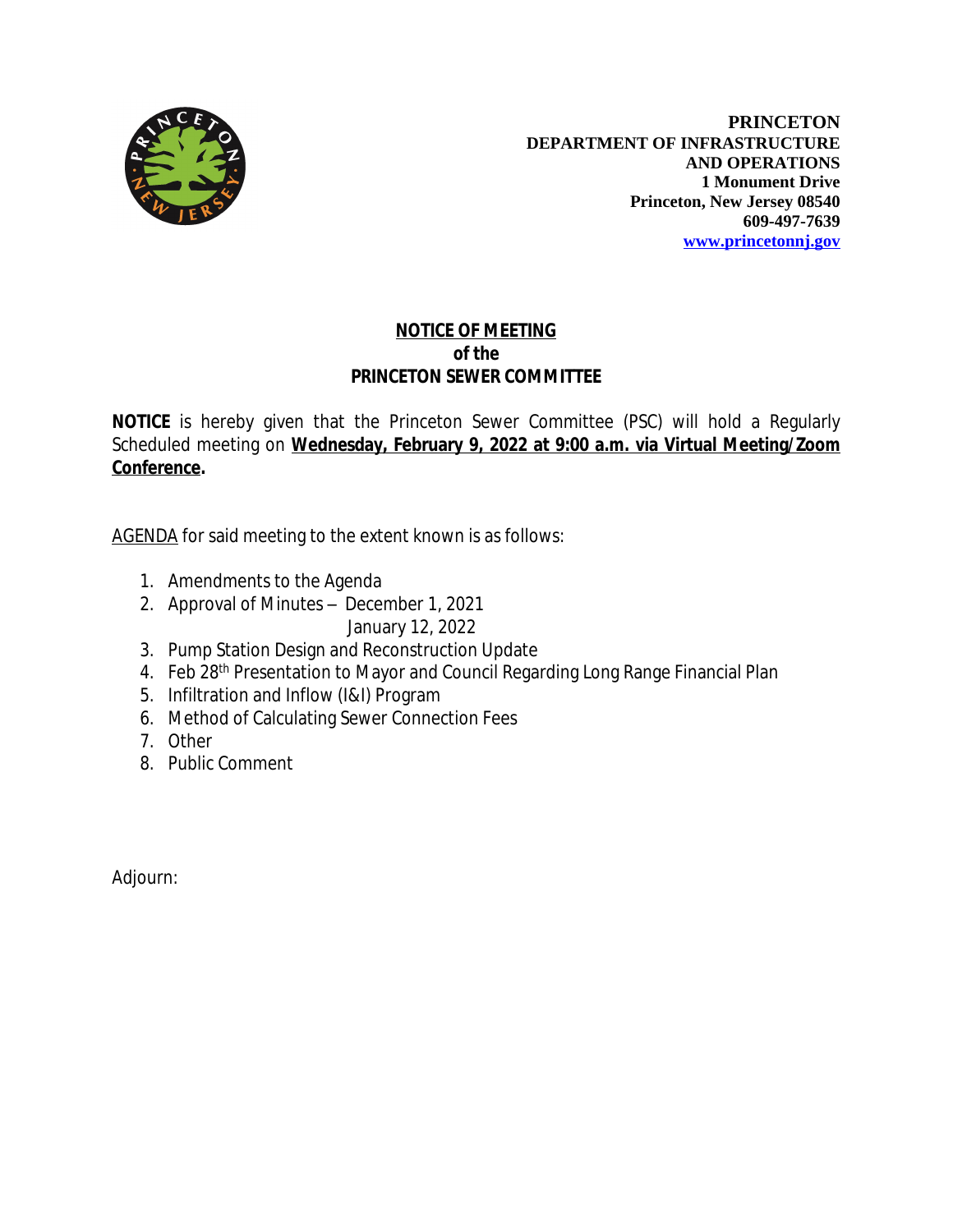**PRINCETON**
**DEPARTMENT OF INFRASTRUCTURE AND OPERATIONS**
**1 Monument Drive**
**Princeton, New Jersey 08540**
**609-497-7639**
**www.princetonnj.gov**

## NOTICE OF MEETING
## of the
## PRINCETON SEWER COMMITTEE

**NOTICE** is hereby given that the Princeton Sewer Committee (PSC) will hold a Regularly Scheduled meeting on **Wednesday, February 9, 2022 at 9:00 a.m. via Virtual Meeting/Zoom Conference.**

AGENDA for said meeting to the extent known is as follows:

1. Amendments to the Agenda
2. Approval of Minutes – December 1, 2021
   January 12, 2022
3. Pump Station Design and Reconstruction Update
4. Feb 28th Presentation to Mayor and Council Regarding Long Range Financial Plan
5. Infiltration and Inflow (I&I) Program
6. Method of Calculating Sewer Connection Fees
7. Other
8. Public Comment

Adjourn: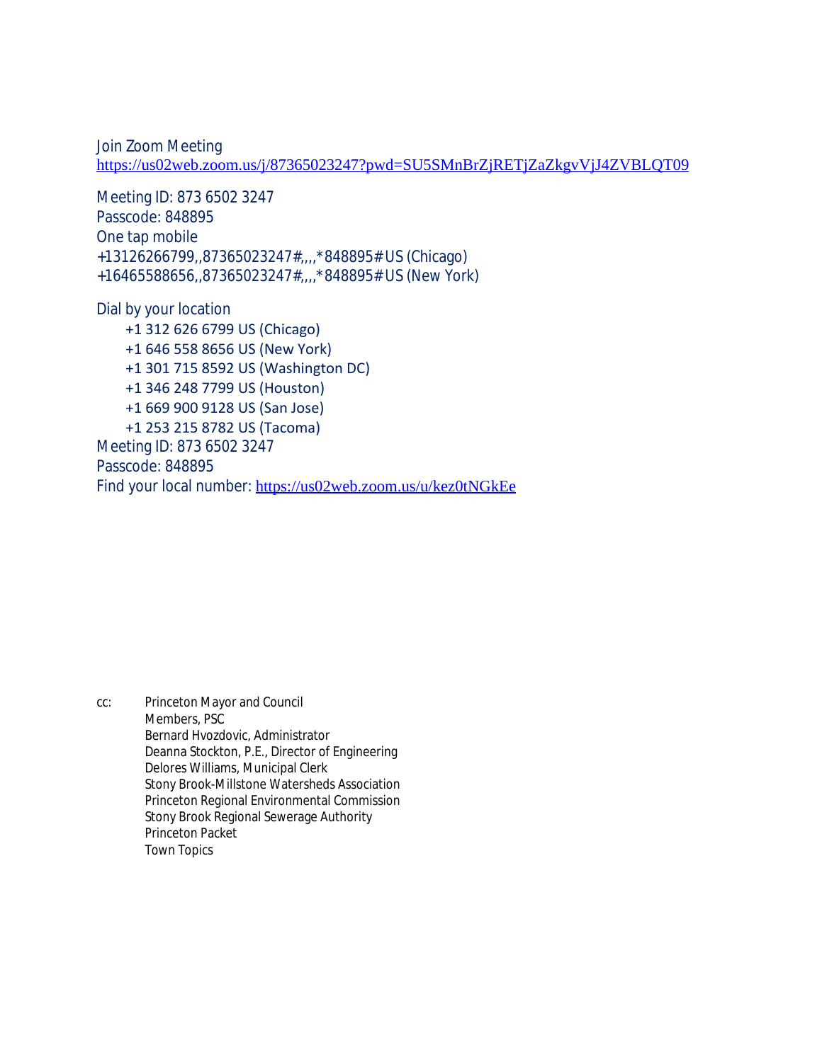Join Zoom Meeting
https://us02web.zoom.us/j/87365023247?pwd=SU5SMnBrZjRETjZaZkgvVjJ4ZVBLQT09

Meeting ID: 873 6502 3247
Passcode: 848895
One tap mobile
+13126266799,,87365023247#,,,,*848895# US (Chicago)
+16465588656,,87365023247#,,,,*848895# US (New York)

Dial by your location
+1 312 626 6799 US (Chicago)
+1 646 558 8656 US (New York)
+1 301 715 8592 US (Washington DC)
+1 346 248 7799 US (Houston)
+1 669 900 9128 US (San Jose)
+1 253 215 8782 US (Tacoma)
Meeting ID: 873 6502 3247
Passcode: 848895
Find your local number: https://us02web.zoom.us/u/kez0tNGkEe

cc: Princeton Mayor and Council
Members, PSC
Bernard Hvozdovic, Administrator
Deanna Stockton, P.E., Director of Engineering
Delores Williams, Municipal Clerk
Stony Brook-Millstone Watersheds Association
Princeton Regional Environmental Commission
Stony Brook Regional Sewerage Authority
Princeton Packet
Town Topics